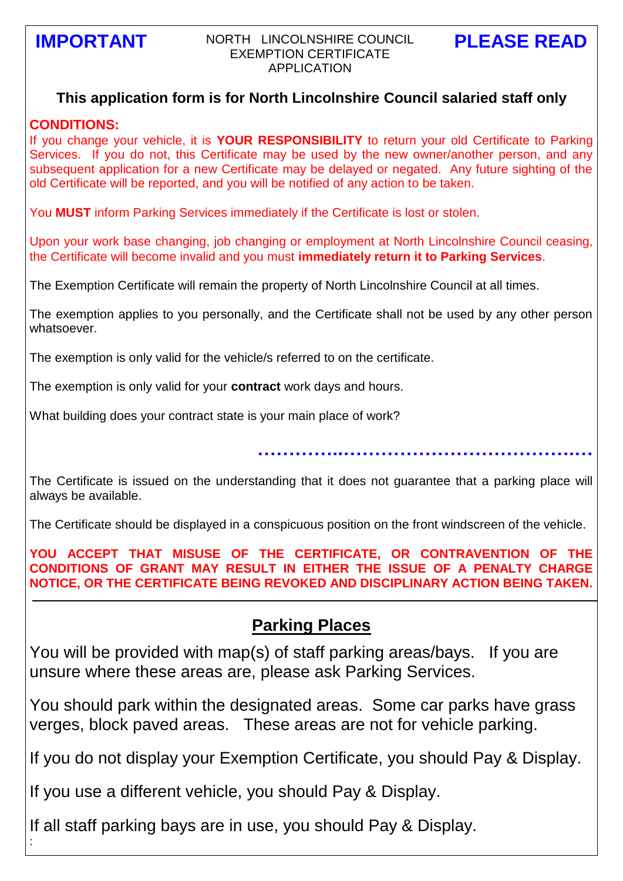**IMPORTANT** NORTH LINCOLNSHIRE COUNCIL EXEMPTION CERTIFICATE APPLICATION **PLEASE READ**

### This application form is for North Lincolnshire Council salaried staff only

**CONDITIONS:**

If you change your vehicle, it is **YOUR RESPONSIBILITY** to return your old Certificate to Parking Services. If you do not, this Certificate may be used by the new owner/another person, and any subsequent application for a new Certificate may be delayed or negated. Any future sighting of the old Certificate will be reported, and you will be notified of any action to be taken.

You **MUST** inform Parking Services immediately if the Certificate is lost or stolen.

Upon your work base changing, job changing or employment at North Lincolnshire Council ceasing, the Certificate will become invalid and you must **immediately return it to Parking Services**.

The Exemption Certificate will remain the property of North Lincolnshire Council at all times.

The exemption applies to you personally, and the Certificate shall not be used by any other person whatsoever.

The exemption is only valid for the vehicle/s referred to on the certificate.

The exemption is only valid for your **contract** work days and hours.

What building does your contract state is your main place of work?

……………………………………………………

The Certificate is issued on the understanding that it does not guarantee that a parking place will always be available.

The Certificate should be displayed in a conspicuous position on the front windscreen of the vehicle.

**YOU ACCEPT THAT MISUSE OF THE CERTIFICATE, OR CONTRAVENTION OF THE CONDITIONS OF GRANT MAY RESULT IN EITHER THE ISSUE OF A PENALTY CHARGE NOTICE, OR THE CERTIFICATE BEING REVOKED AND DISCIPLINARY ACTION BEING TAKEN.**

## Parking Places

You will be provided with map(s) of staff parking areas/bays. If you are unsure where these areas are, please ask Parking Services.

You should park within the designated areas. Some car parks have grass verges, block paved areas. These areas are not for vehicle parking.

If you do not display your Exemption Certificate, you should Pay & Display.

If you use a different vehicle, you should Pay & Display.

If all staff parking bays are in use, you should Pay & Display.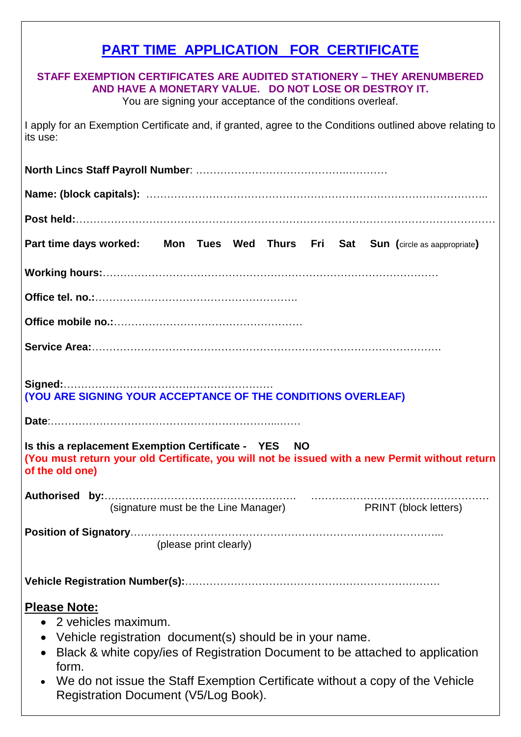# PART TIME APPLICATION FOR CERTIFICATE

**STAFF EXEMPTION CERTIFICATES ARE AUDITED STATIONERY – THEY ARENUMBERED AND HAVE A MONETARY VALUE. DO NOT LOSE OR DESTROY IT.**

You are signing your acceptance of the conditions overleaf.

I apply for an Exemption Certificate and, if granted, agree to the Conditions outlined above relating to its use:

**North Lincs Staff Payroll Number**: ………………………………………….…………

**Name: (block capitals):** …………………………………………….……………………………………..

**Post held:**……………………………………………………………………………………………………………

**Part time days worked:** **Mon** **Tues** **Wed** **Thurs** **Fri** **Sat** **Sun** **(**circle as aappropriate**)**

**Working hours:**……………………………………………………………………………………

**Office tel. no.:**………………………………………….……….

**Office mobile no.:**………………………………………………

**Service Area:**………………………………………………………………………………………

**Signed:**…………………………………………………

**(YOU ARE SIGNING YOUR ACCEPTANCE OF THE CONDITIONS OVERLEAF)**

**Date**:…………………………………….…………………...……

**Is this a replacement Exemption Certificate - YES NO**

**(You must return your old Certificate, you will not be issued with a new Permit without return of the old one)**

**Authorised by:**……………………………………………… ……………………………………………

(signature must be the Line Manager) PRINT (block letters)

**Position of Signatory**……………………………………………………………………………...

(please print clearly)

**Vehicle Registration Number(s):**………………………………………………………………

**Please Note:**

- 2 vehicles maximum.
- Vehicle registration document(s) should be in your name.
- Black & white copy/ies of Registration Document to be attached to application form.
- We do not issue the Staff Exemption Certificate without a copy of the Vehicle Registration Document (V5/Log Book).